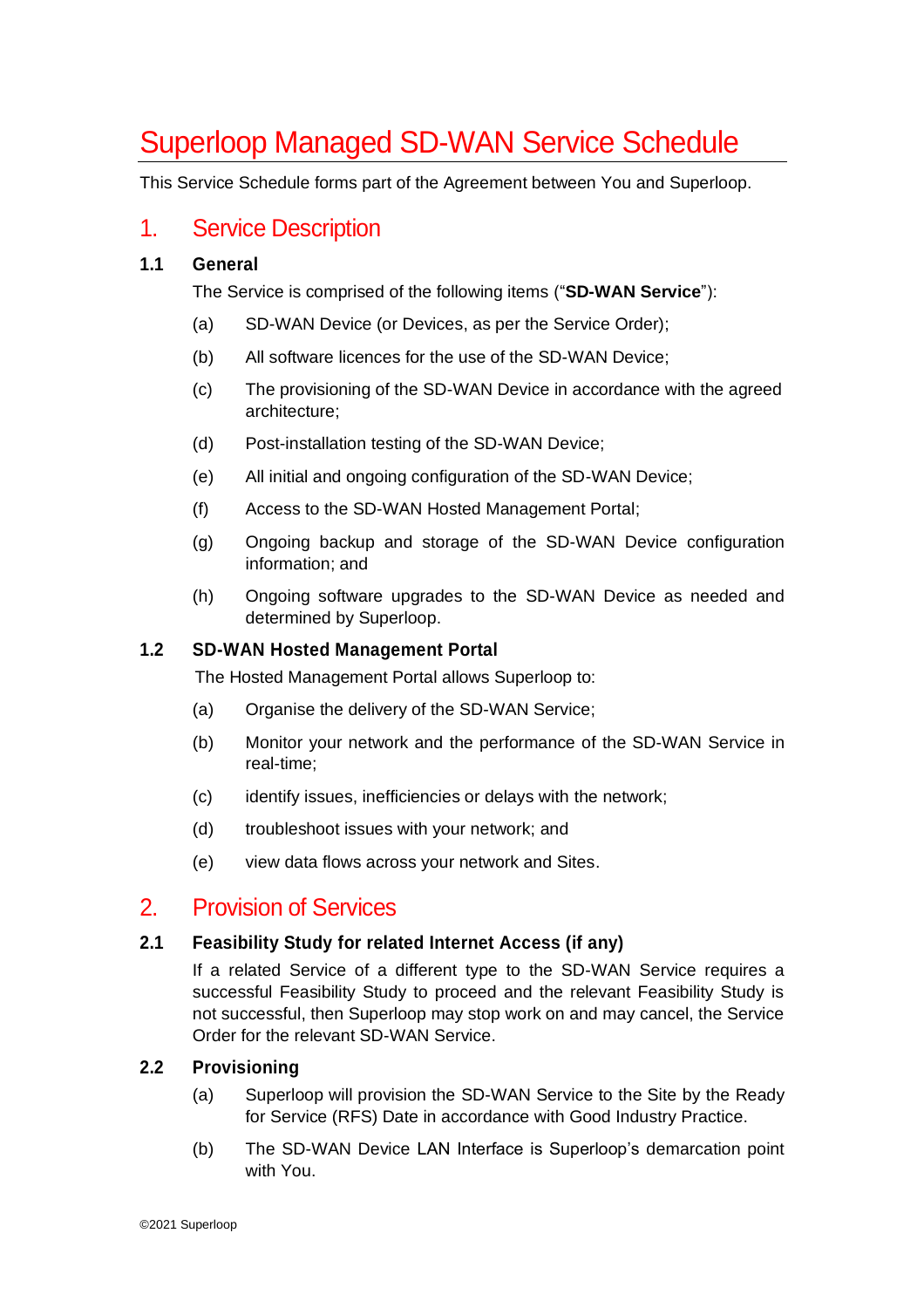# Superloop Managed SD-WAN Service Schedule

This Service Schedule forms part of the Agreement between You and Superloop.

## 1. Service Description

### 1.1 General

The Service is comprised of the following items ("**SD-WAN Service**"):

(a) SD-WAN Device (or Devices, as per the Service Order);

(b) All software licences for the use of the SD-WAN Device;

(c) The provisioning of the SD-WAN Device in accordance with the agreed architecture;

(d) Post-installation testing of the SD-WAN Device;

(e) All initial and ongoing configuration of the SD-WAN Device;

(f) Access to the SD-WAN Hosted Management Portal;

(g) Ongoing backup and storage of the SD-WAN Device configuration information; and

(h) Ongoing software upgrades to the SD-WAN Device as needed and determined by Superloop.

### 1.2 SD-WAN Hosted Management Portal

The Hosted Management Portal allows Superloop to:

(a) Organise the delivery of the SD-WAN Service;

(b) Monitor your network and the performance of the SD-WAN Service in real-time;

(c) identify issues, inefficiencies or delays with the network;

(d) troubleshoot issues with your network; and

(e) view data flows across your network and Sites.

## 2. Provision of Services

### 2.1 Feasibility Study for related Internet Access (if any)

If a related Service of a different type to the SD-WAN Service requires a successful Feasibility Study to proceed and the relevant Feasibility Study is not successful, then Superloop may stop work on and may cancel, the Service Order for the relevant SD-WAN Service.

### 2.2 Provisioning

(a) Superloop will provision the SD-WAN Service to the Site by the Ready for Service (RFS) Date in accordance with Good Industry Practice.

(b) The SD-WAN Device LAN Interface is Superloop's demarcation point with You.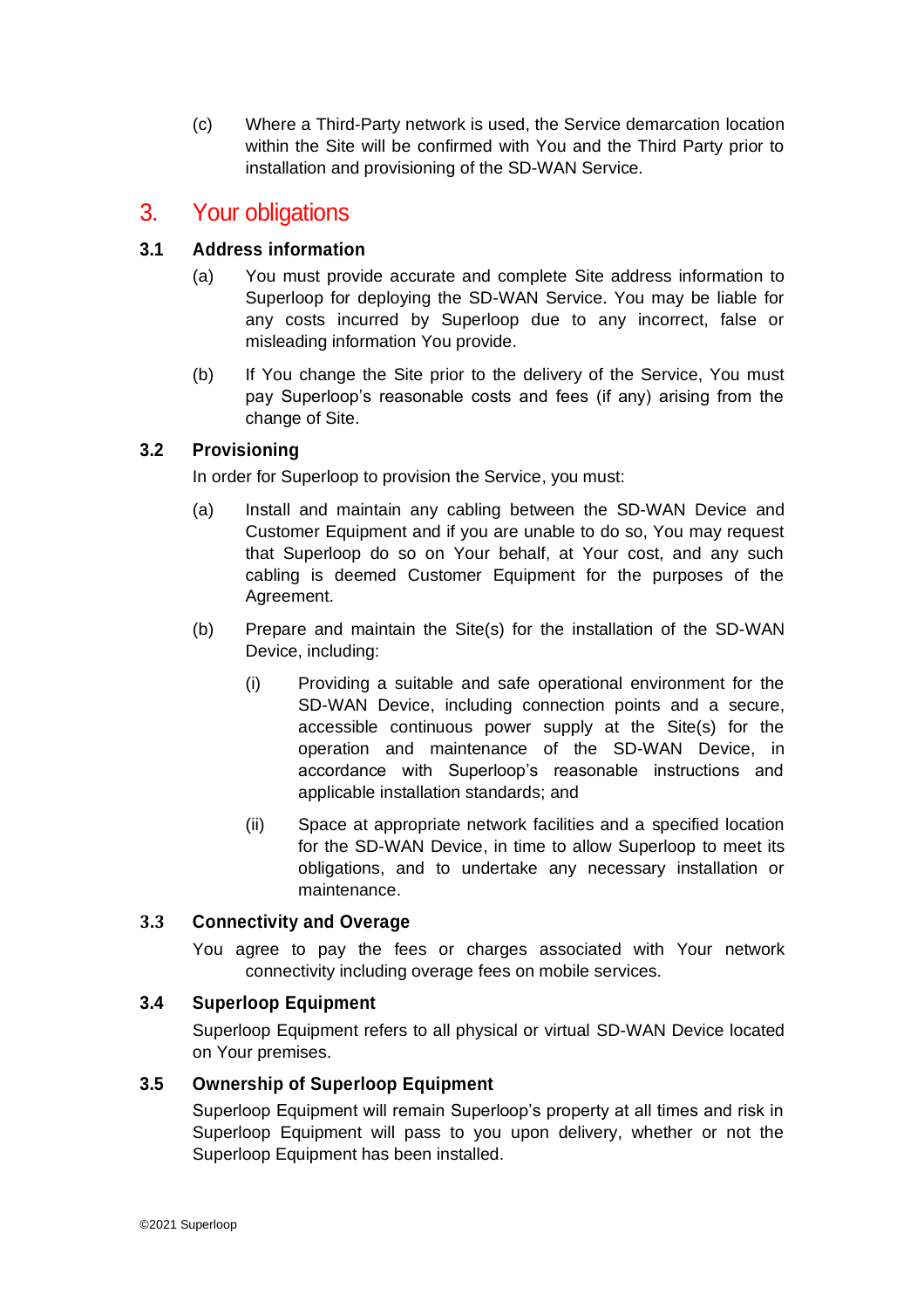(c) Where a Third-Party network is used, the Service demarcation location within the Site will be confirmed with You and the Third Party prior to installation and provisioning of the SD-WAN Service.

# 3. Your obligations

### 3.1 Address information

(a) You must provide accurate and complete Site address information to Superloop for deploying the SD-WAN Service. You may be liable for any costs incurred by Superloop due to any incorrect, false or misleading information You provide.

(b) If You change the Site prior to the delivery of the Service, You must pay Superloop's reasonable costs and fees (if any) arising from the change of Site.

### 3.2 Provisioning

In order for Superloop to provision the Service, you must:

(a) Install and maintain any cabling between the SD-WAN Device and Customer Equipment and if you are unable to do so, You may request that Superloop do so on Your behalf, at Your cost, and any such cabling is deemed Customer Equipment for the purposes of the Agreement.

(b) Prepare and maintain the Site(s) for the installation of the SD-WAN Device, including:

  (i) Providing a suitable and safe operational environment for the SD-WAN Device, including connection points and a secure, accessible continuous power supply at the Site(s) for the operation and maintenance of the SD-WAN Device, in accordance with Superloop's reasonable instructions and applicable installation standards; and

  (ii) Space at appropriate network facilities and a specified location for the SD-WAN Device, in time to allow Superloop to meet its obligations, and to undertake any necessary installation or maintenance.

### 3.3 Connectivity and Overage

You agree to pay the fees or charges associated with Your network connectivity including overage fees on mobile services.

### 3.4 Superloop Equipment

Superloop Equipment refers to all physical or virtual SD-WAN Device located on Your premises.

### 3.5 Ownership of Superloop Equipment

Superloop Equipment will remain Superloop's property at all times and risk in Superloop Equipment will pass to you upon delivery, whether or not the Superloop Equipment has been installed.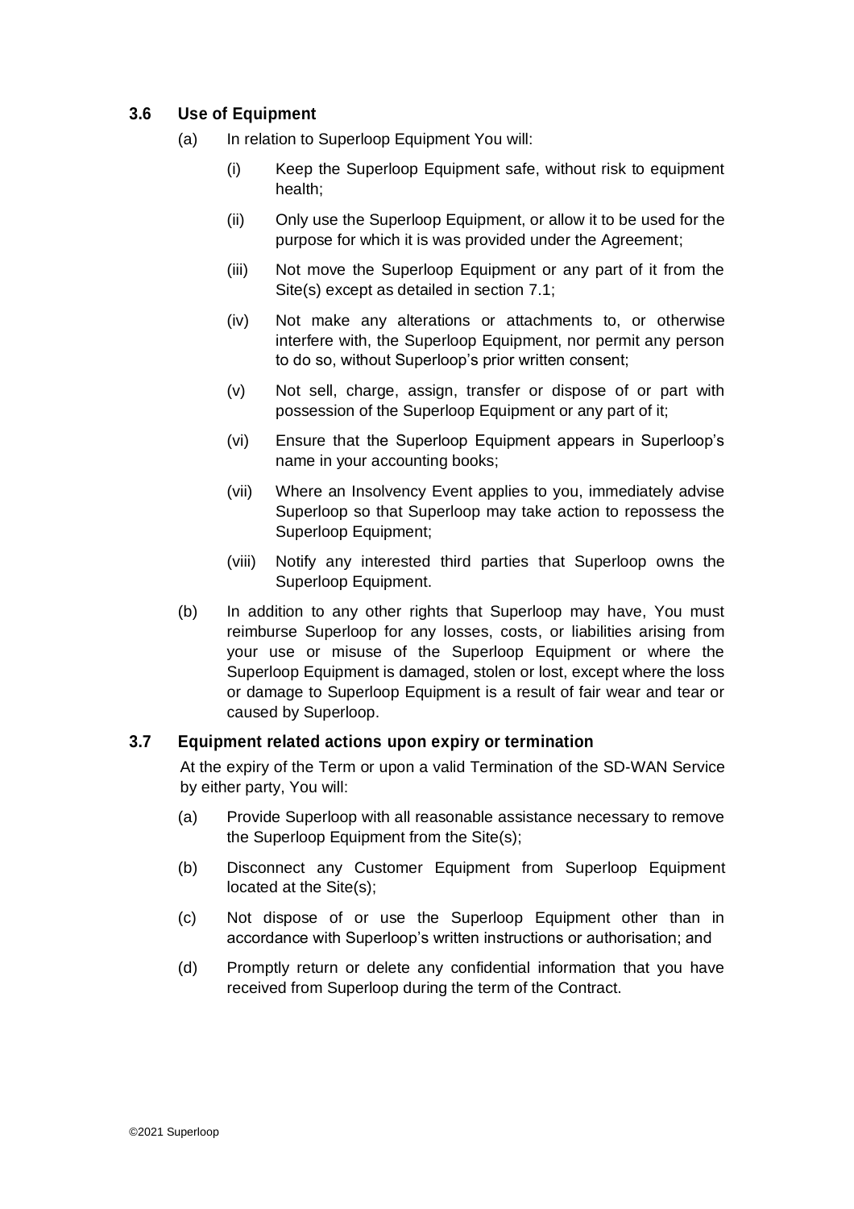### 3.6 Use of Equipment

(a) In relation to Superloop Equipment You will:

(i) Keep the Superloop Equipment safe, without risk to equipment health;

(ii) Only use the Superloop Equipment, or allow it to be used for the purpose for which it is was provided under the Agreement;

(iii) Not move the Superloop Equipment or any part of it from the Site(s) except as detailed in section 7.1;

(iv) Not make any alterations or attachments to, or otherwise interfere with, the Superloop Equipment, nor permit any person to do so, without Superloop's prior written consent;

(v) Not sell, charge, assign, transfer or dispose of or part with possession of the Superloop Equipment or any part of it;

(vi) Ensure that the Superloop Equipment appears in Superloop's name in your accounting books;

(vii) Where an Insolvency Event applies to you, immediately advise Superloop so that Superloop may take action to repossess the Superloop Equipment;

(viii) Notify any interested third parties that Superloop owns the Superloop Equipment.

(b) In addition to any other rights that Superloop may have, You must reimburse Superloop for any losses, costs, or liabilities arising from your use or misuse of the Superloop Equipment or where the Superloop Equipment is damaged, stolen or lost, except where the loss or damage to Superloop Equipment is a result of fair wear and tear or caused by Superloop.

### 3.7 Equipment related actions upon expiry or termination

At the expiry of the Term or upon a valid Termination of the SD-WAN Service by either party, You will:

(a) Provide Superloop with all reasonable assistance necessary to remove the Superloop Equipment from the Site(s);

(b) Disconnect any Customer Equipment from Superloop Equipment located at the Site(s);

(c) Not dispose of or use the Superloop Equipment other than in accordance with Superloop's written instructions or authorisation; and

(d) Promptly return or delete any confidential information that you have received from Superloop during the term of the Contract.

©2021 Superloop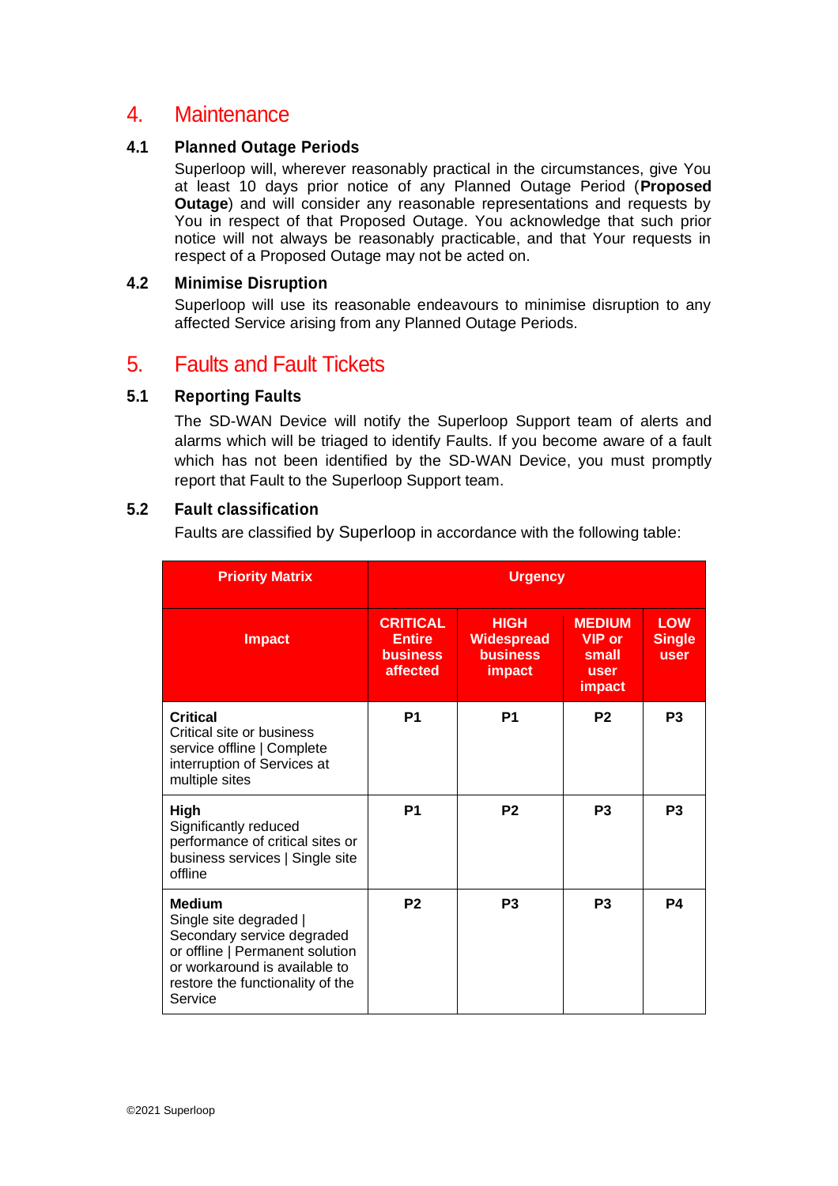# 4. Maintenance

### 4.1 Planned Outage Periods

Superloop will, wherever reasonably practical in the circumstances, give You at least 10 days prior notice of any Planned Outage Period (**Proposed Outage**) and will consider any reasonable representations and requests by You in respect of that Proposed Outage. You acknowledge that such prior notice will not always be reasonably practicable, and that Your requests in respect of a Proposed Outage may not be acted on.

### 4.2 Minimise Disruption

Superloop will use its reasonable endeavours to minimise disruption to any affected Service arising from any Planned Outage Periods.

# 5. Faults and Fault Tickets

### 5.1 Reporting Faults

The SD-WAN Device will notify the Superloop Support team of alerts and alarms which will be triaged to identify Faults. If you become aware of a fault which has not been identified by the SD-WAN Device, you must promptly report that Fault to the Superloop Support team.

### 5.2 Fault classification

Faults are classified by Superloop in accordance with the following table:

| Priority Matrix | Urgency | | | |
|---|---|---|---|---|
| **Impact** | **CRITICAL Entire business affected** | **HIGH Widespread business impact** | **MEDIUM VIP or small user impact** | **LOW Single user** |
| **Critical** Critical site or business service offline \| Complete interruption of Services at multiple sites | P1 | P1 | P2 | P3 |
| **High** Significantly reduced performance of critical sites or business services \| Single site offline | P1 | P2 | P3 | P3 |
| **Medium** Single site degraded \| Secondary service degraded or offline \| Permanent solution or workaround is available to restore the functionality of the Service | P2 | P3 | P3 | P4 |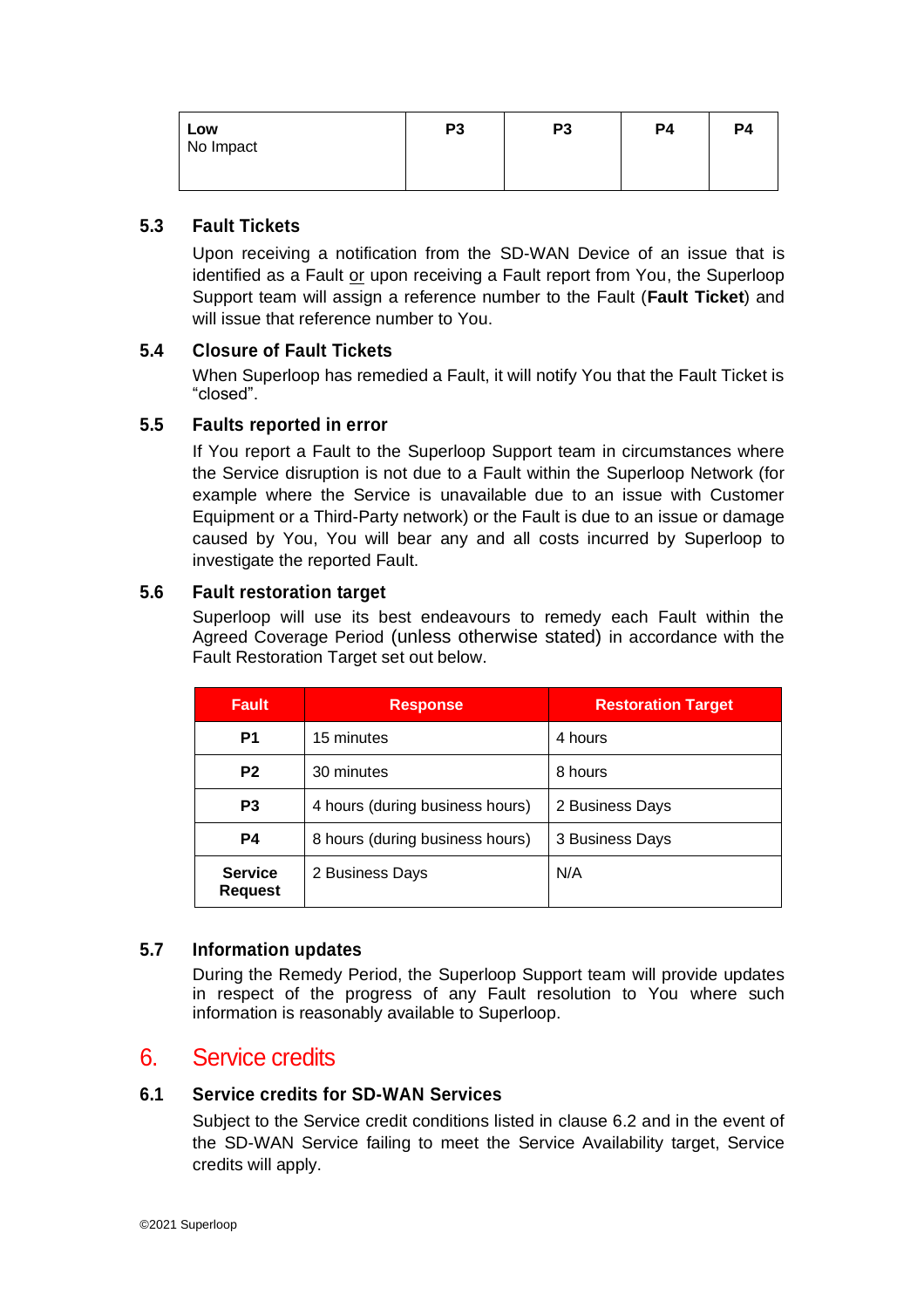| **Low**<br>No Impact | **P3** | **P3** | **P4** | **P4** |
|---|---|---|---|---|

### 5.3 Fault Tickets

Upon receiving a notification from the SD-WAN Device of an issue that is identified as a Fault or upon receiving a Fault report from You, the Superloop Support team will assign a reference number to the Fault (**Fault Ticket**) and will issue that reference number to You.

### 5.4 Closure of Fault Tickets

When Superloop has remedied a Fault, it will notify You that the Fault Ticket is "closed".

### 5.5 Faults reported in error

If You report a Fault to the Superloop Support team in circumstances where the Service disruption is not due to a Fault within the Superloop Network (for example where the Service is unavailable due to an issue with Customer Equipment or a Third-Party network) or the Fault is due to an issue or damage caused by You, You will bear any and all costs incurred by Superloop to investigate the reported Fault.

### 5.6 Fault restoration target

Superloop will use its best endeavours to remedy each Fault within the Agreed Coverage Period (unless otherwise stated) in accordance with the Fault Restoration Target set out below.

| Fault | Response | Restoration Target |
|---|---|---|
| **P1** | 15 minutes | 4 hours |
| **P2** | 30 minutes | 8 hours |
| **P3** | 4 hours (during business hours) | 2 Business Days |
| **P4** | 8 hours (during business hours) | 3 Business Days |
| **Service Request** | 2 Business Days | N/A |

### 5.7 Information updates

During the Remedy Period, the Superloop Support team will provide updates in respect of the progress of any Fault resolution to You where such information is reasonably available to Superloop.

## 6. Service credits

### 6.1 Service credits for SD-WAN Services

Subject to the Service credit conditions listed in clause 6.2 and in the event of the SD-WAN Service failing to meet the Service Availability target, Service credits will apply.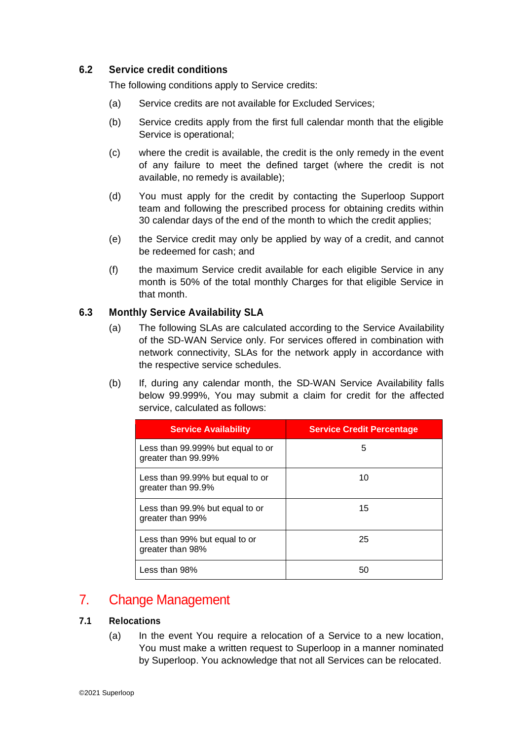### 6.2 Service credit conditions

The following conditions apply to Service credits:

(a) Service credits are not available for Excluded Services;

(b) Service credits apply from the first full calendar month that the eligible Service is operational;

(c) where the credit is available, the credit is the only remedy in the event of any failure to meet the defined target (where the credit is not available, no remedy is available);

(d) You must apply for the credit by contacting the Superloop Support team and following the prescribed process for obtaining credits within 30 calendar days of the end of the month to which the credit applies;

(e) the Service credit may only be applied by way of a credit, and cannot be redeemed for cash; and

(f) the maximum Service credit available for each eligible Service in any month is 50% of the total monthly Charges for that eligible Service in that month.

### 6.3 Monthly Service Availability SLA

(a) The following SLAs are calculated according to the Service Availability of the SD-WAN Service only. For services offered in combination with network connectivity, SLAs for the network apply in accordance with the respective service schedules.

(b) If, during any calendar month, the SD-WAN Service Availability falls below 99.999%, You may submit a claim for credit for the affected service, calculated as follows:

| Service Availability | Service Credit Percentage |
|---|---|
| Less than 99.999% but equal to or greater than 99.99% | 5 |
| Less than 99.99% but equal to or greater than 99.9% | 10 |
| Less than 99.9% but equal to or greater than 99% | 15 |
| Less than 99% but equal to or greater than 98% | 25 |
| Less than 98% | 50 |

## 7. Change Management

### 7.1 Relocations

(a) In the event You require a relocation of a Service to a new location, You must make a written request to Superloop in a manner nominated by Superloop. You acknowledge that not all Services can be relocated.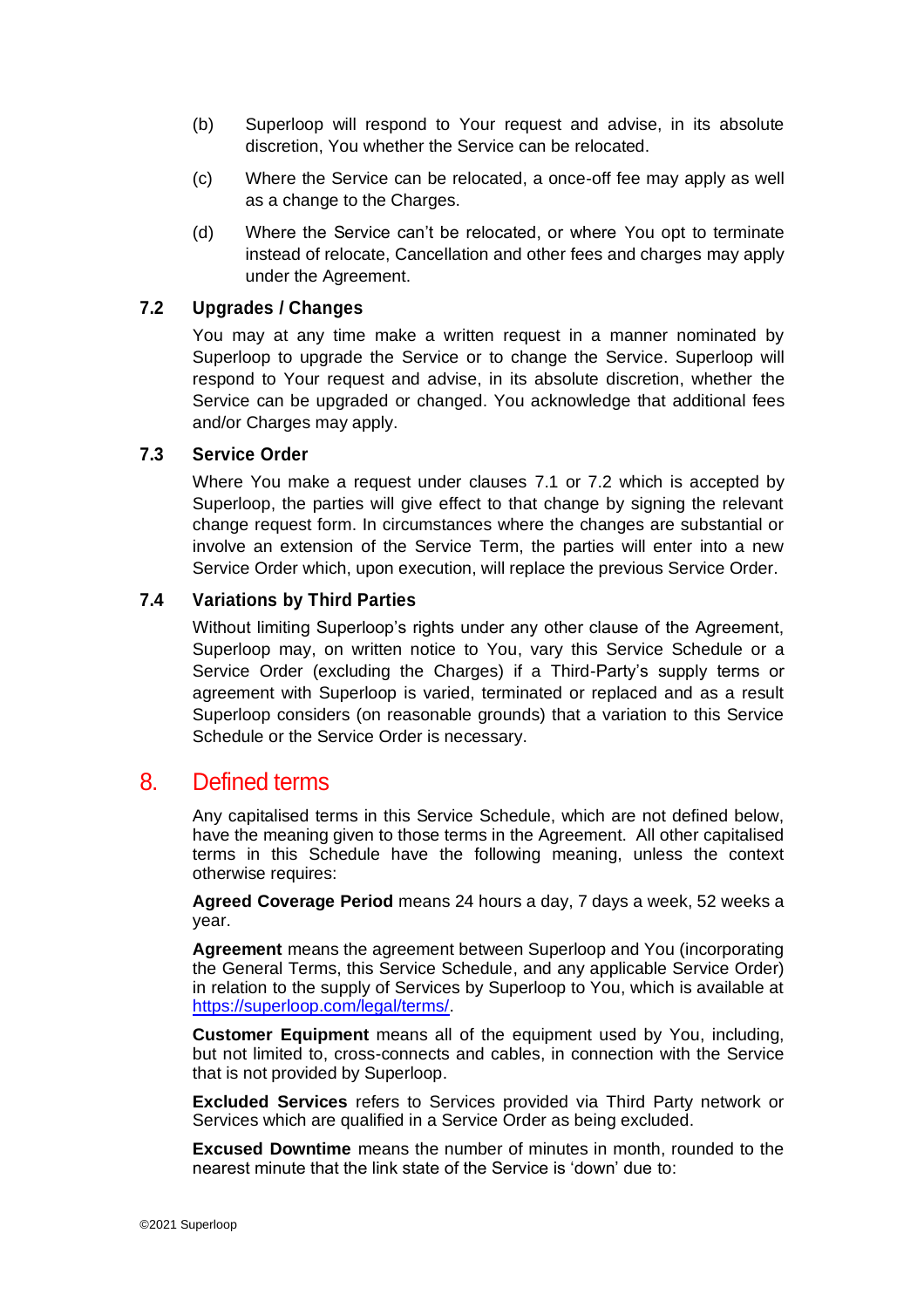(b) Superloop will respond to Your request and advise, in its absolute discretion, You whether the Service can be relocated.

(c) Where the Service can be relocated, a once-off fee may apply as well as a change to the Charges.

(d) Where the Service can't be relocated, or where You opt to terminate instead of relocate, Cancellation and other fees and charges may apply under the Agreement.

### 7.2 Upgrades / Changes

You may at any time make a written request in a manner nominated by Superloop to upgrade the Service or to change the Service. Superloop will respond to Your request and advise, in its absolute discretion, whether the Service can be upgraded or changed. You acknowledge that additional fees and/or Charges may apply.

### 7.3 Service Order

Where You make a request under clauses 7.1 or 7.2 which is accepted by Superloop, the parties will give effect to that change by signing the relevant change request form. In circumstances where the changes are substantial or involve an extension of the Service Term, the parties will enter into a new Service Order which, upon execution, will replace the previous Service Order.

### 7.4 Variations by Third Parties

Without limiting Superloop's rights under any other clause of the Agreement, Superloop may, on written notice to You, vary this Service Schedule or a Service Order (excluding the Charges) if a Third-Party's supply terms or agreement with Superloop is varied, terminated or replaced and as a result Superloop considers (on reasonable grounds) that a variation to this Service Schedule or the Service Order is necessary.

## 8. Defined terms

Any capitalised terms in this Service Schedule, which are not defined below, have the meaning given to those terms in the Agreement. All other capitalised terms in this Schedule have the following meaning, unless the context otherwise requires:

**Agreed Coverage Period** means 24 hours a day, 7 days a week, 52 weeks a year.

**Agreement** means the agreement between Superloop and You (incorporating the General Terms, this Service Schedule, and any applicable Service Order) in relation to the supply of Services by Superloop to You, which is available at [https://superloop.com/legal/terms/](https://superloop.com/legal/terms/).

**Customer Equipment** means all of the equipment used by You, including, but not limited to, cross-connects and cables, in connection with the Service that is not provided by Superloop.

**Excluded Services** refers to Services provided via Third Party network or Services which are qualified in a Service Order as being excluded.

**Excused Downtime** means the number of minutes in month, rounded to the nearest minute that the link state of the Service is 'down' due to: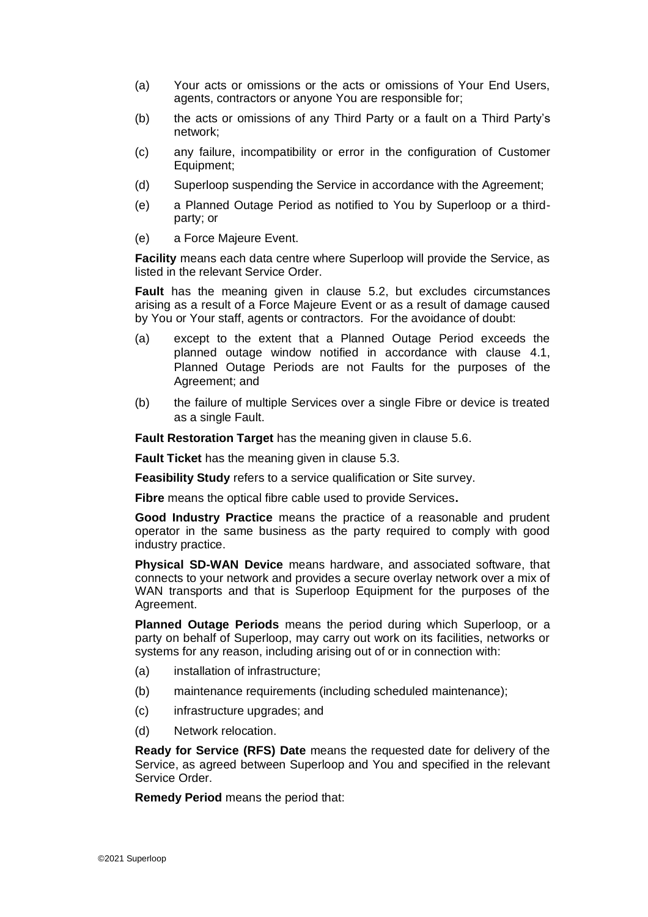(a) Your acts or omissions or the acts or omissions of Your End Users, agents, contractors or anyone You are responsible for;

(b) the acts or omissions of any Third Party or a fault on a Third Party's network;

(c) any failure, incompatibility or error in the configuration of Customer Equipment;

(d) Superloop suspending the Service in accordance with the Agreement;

(e) a Planned Outage Period as notified to You by Superloop or a third-party; or

(e) a Force Majeure Event.

**Facility** means each data centre where Superloop will provide the Service, as listed in the relevant Service Order.

**Fault** has the meaning given in clause 5.2, but excludes circumstances arising as a result of a Force Majeure Event or as a result of damage caused by You or Your staff, agents or contractors. For the avoidance of doubt:

(a) except to the extent that a Planned Outage Period exceeds the planned outage window notified in accordance with clause 4.1, Planned Outage Periods are not Faults for the purposes of the Agreement; and

(b) the failure of multiple Services over a single Fibre or device is treated as a single Fault.

**Fault Restoration Target** has the meaning given in clause 5.6.

**Fault Ticket** has the meaning given in clause 5.3.

**Feasibility Study** refers to a service qualification or Site survey.

**Fibre** means the optical fibre cable used to provide Services**.**

**Good Industry Practice** means the practice of a reasonable and prudent operator in the same business as the party required to comply with good industry practice.

**Physical SD-WAN Device** means hardware, and associated software, that connects to your network and provides a secure overlay network over a mix of WAN transports and that is Superloop Equipment for the purposes of the Agreement.

**Planned Outage Periods** means the period during which Superloop, or a party on behalf of Superloop, may carry out work on its facilities, networks or systems for any reason, including arising out of or in connection with:

(a) installation of infrastructure;

(b) maintenance requirements (including scheduled maintenance);

(c) infrastructure upgrades; and

(d) Network relocation.

**Ready for Service (RFS) Date** means the requested date for delivery of the Service, as agreed between Superloop and You and specified in the relevant Service Order.

**Remedy Period** means the period that: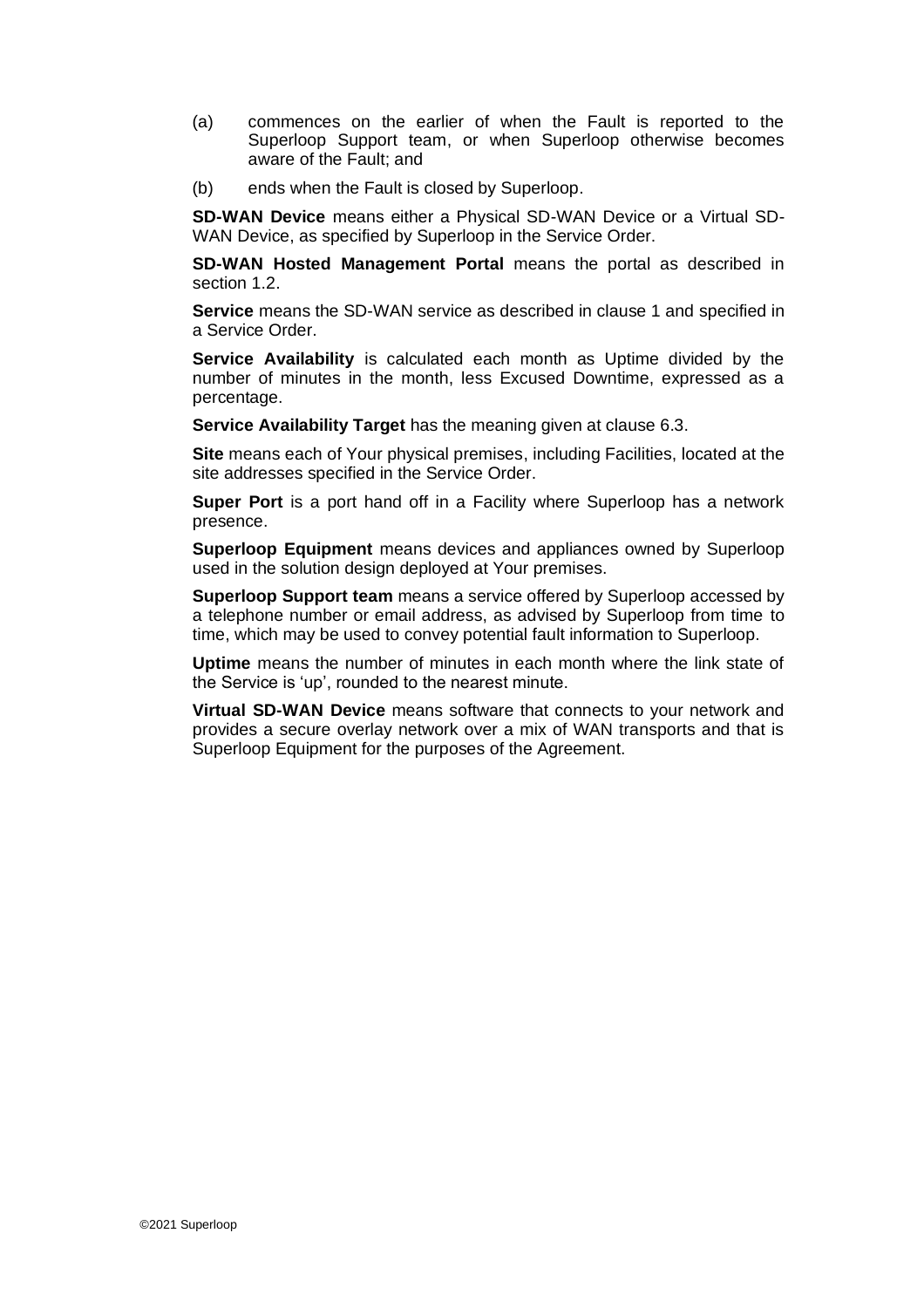(a) commences on the earlier of when the Fault is reported to the Superloop Support team, or when Superloop otherwise becomes aware of the Fault; and

(b) ends when the Fault is closed by Superloop.

**SD-WAN Device** means either a Physical SD-WAN Device or a Virtual SD-WAN Device, as specified by Superloop in the Service Order.

**SD-WAN Hosted Management Portal** means the portal as described in section 1.2.

**Service** means the SD-WAN service as described in clause 1 and specified in a Service Order.

**Service Availability** is calculated each month as Uptime divided by the number of minutes in the month, less Excused Downtime, expressed as a percentage.

**Service Availability Target** has the meaning given at clause 6.3.

**Site** means each of Your physical premises, including Facilities, located at the site addresses specified in the Service Order.

**Super Port** is a port hand off in a Facility where Superloop has a network presence.

**Superloop Equipment** means devices and appliances owned by Superloop used in the solution design deployed at Your premises.

**Superloop Support team** means a service offered by Superloop accessed by a telephone number or email address, as advised by Superloop from time to time, which may be used to convey potential fault information to Superloop.

**Uptime** means the number of minutes in each month where the link state of the Service is 'up', rounded to the nearest minute.

**Virtual SD-WAN Device** means software that connects to your network and provides a secure overlay network over a mix of WAN transports and that is Superloop Equipment for the purposes of the Agreement.